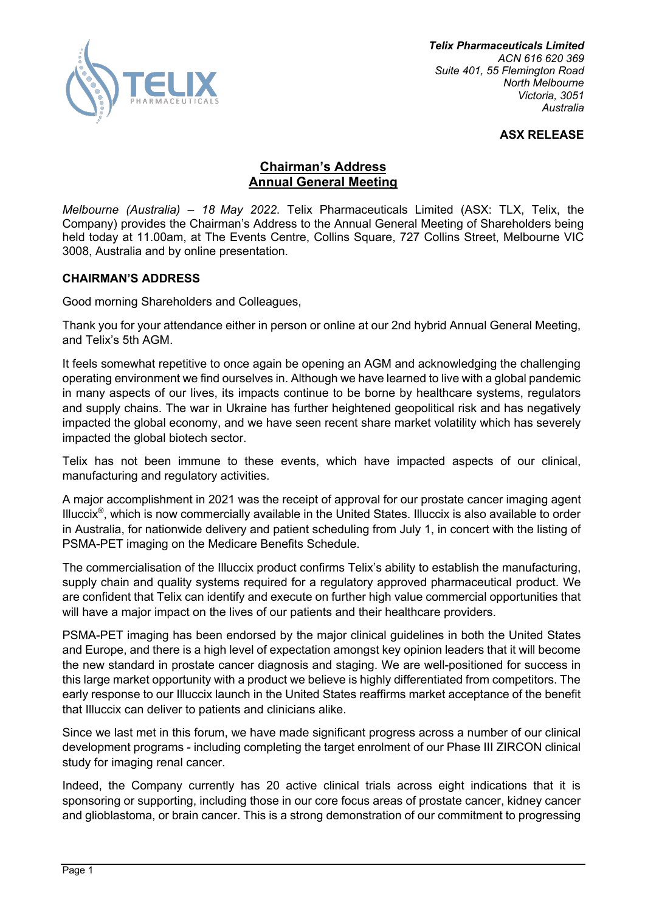*Telix Pharmaceuticals Limited*
*ACN 616 620 369*
*Suite 401, 55 Flemington Road*
*North Melbourne*
*Victoria, 3051*
*Australia*

**ASX RELEASE**

# Chairman's Address
# Annual General Meeting

*Melbourne (Australia) – 18 May 2022.* Telix Pharmaceuticals Limited (ASX: TLX, Telix, the Company) provides the Chairman's Address to the Annual General Meeting of Shareholders being held today at 11.00am, at The Events Centre, Collins Square, 727 Collins Street, Melbourne VIC 3008, Australia and by online presentation.

## CHAIRMAN'S ADDRESS

Good morning Shareholders and Colleagues,

Thank you for your attendance either in person or online at our 2nd hybrid Annual General Meeting, and Telix's 5th AGM.

It feels somewhat repetitive to once again be opening an AGM and acknowledging the challenging operating environment we find ourselves in. Although we have learned to live with a global pandemic in many aspects of our lives, its impacts continue to be borne by healthcare systems, regulators and supply chains. The war in Ukraine has further heightened geopolitical risk and has negatively impacted the global economy, and we have seen recent share market volatility which has severely impacted the global biotech sector.

Telix has not been immune to these events, which have impacted aspects of our clinical, manufacturing and regulatory activities.

A major accomplishment in 2021 was the receipt of approval for our prostate cancer imaging agent Illuccix®, which is now commercially available in the United States. Illuccix is also available to order in Australia, for nationwide delivery and patient scheduling from July 1, in concert with the listing of PSMA-PET imaging on the Medicare Benefits Schedule.

The commercialisation of the Illuccix product confirms Telix's ability to establish the manufacturing, supply chain and quality systems required for a regulatory approved pharmaceutical product. We are confident that Telix can identify and execute on further high value commercial opportunities that will have a major impact on the lives of our patients and their healthcare providers.

PSMA-PET imaging has been endorsed by the major clinical guidelines in both the United States and Europe, and there is a high level of expectation amongst key opinion leaders that it will become the new standard in prostate cancer diagnosis and staging. We are well-positioned for success in this large market opportunity with a product we believe is highly differentiated from competitors. The early response to our Illuccix launch in the United States reaffirms market acceptance of the benefit that Illuccix can deliver to patients and clinicians alike.

Since we last met in this forum, we have made significant progress across a number of our clinical development programs - including completing the target enrolment of our Phase III ZIRCON clinical study for imaging renal cancer.

Indeed, the Company currently has 20 active clinical trials across eight indications that it is sponsoring or supporting, including those in our core focus areas of prostate cancer, kidney cancer and glioblastoma, or brain cancer. This is a strong demonstration of our commitment to progressing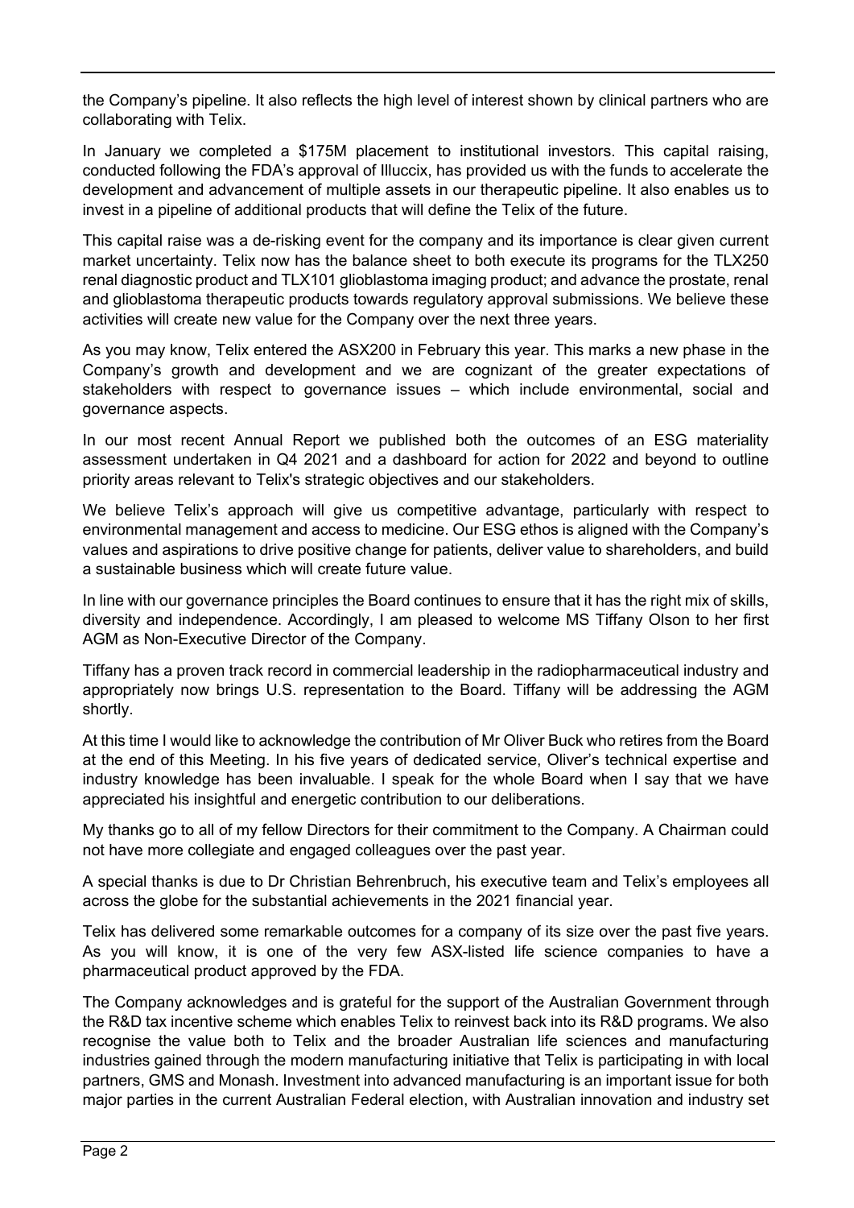the Company's pipeline. It also reflects the high level of interest shown by clinical partners who are collaborating with Telix.

In January we completed a $175M placement to institutional investors. This capital raising, conducted following the FDA's approval of Illuccix, has provided us with the funds to accelerate the development and advancement of multiple assets in our therapeutic pipeline. It also enables us to invest in a pipeline of additional products that will define the Telix of the future.

This capital raise was a de-risking event for the company and its importance is clear given current market uncertainty. Telix now has the balance sheet to both execute its programs for the TLX250 renal diagnostic product and TLX101 glioblastoma imaging product; and advance the prostate, renal and glioblastoma therapeutic products towards regulatory approval submissions. We believe these activities will create new value for the Company over the next three years.

As you may know, Telix entered the ASX200 in February this year. This marks a new phase in the Company's growth and development and we are cognizant of the greater expectations of stakeholders with respect to governance issues – which include environmental, social and governance aspects.

In our most recent Annual Report we published both the outcomes of an ESG materiality assessment undertaken in Q4 2021 and a dashboard for action for 2022 and beyond to outline priority areas relevant to Telix's strategic objectives and our stakeholders.

We believe Telix's approach will give us competitive advantage, particularly with respect to environmental management and access to medicine. Our ESG ethos is aligned with the Company's values and aspirations to drive positive change for patients, deliver value to shareholders, and build a sustainable business which will create future value.

In line with our governance principles the Board continues to ensure that it has the right mix of skills, diversity and independence. Accordingly, I am pleased to welcome MS Tiffany Olson to her first AGM as Non-Executive Director of the Company.

Tiffany has a proven track record in commercial leadership in the radiopharmaceutical industry and appropriately now brings U.S. representation to the Board. Tiffany will be addressing the AGM shortly.

At this time I would like to acknowledge the contribution of Mr Oliver Buck who retires from the Board at the end of this Meeting. In his five years of dedicated service, Oliver's technical expertise and industry knowledge has been invaluable. I speak for the whole Board when I say that we have appreciated his insightful and energetic contribution to our deliberations.

My thanks go to all of my fellow Directors for their commitment to the Company. A Chairman could not have more collegiate and engaged colleagues over the past year.

A special thanks is due to Dr Christian Behrenbruch, his executive team and Telix's employees all across the globe for the substantial achievements in the 2021 financial year.

Telix has delivered some remarkable outcomes for a company of its size over the past five years. As you will know, it is one of the very few ASX-listed life science companies to have a pharmaceutical product approved by the FDA.

The Company acknowledges and is grateful for the support of the Australian Government through the R&D tax incentive scheme which enables Telix to reinvest back into its R&D programs. We also recognise the value both to Telix and the broader Australian life sciences and manufacturing industries gained through the modern manufacturing initiative that Telix is participating in with local partners, GMS and Monash. Investment into advanced manufacturing is an important issue for both major parties in the current Australian Federal election, with Australian innovation and industry set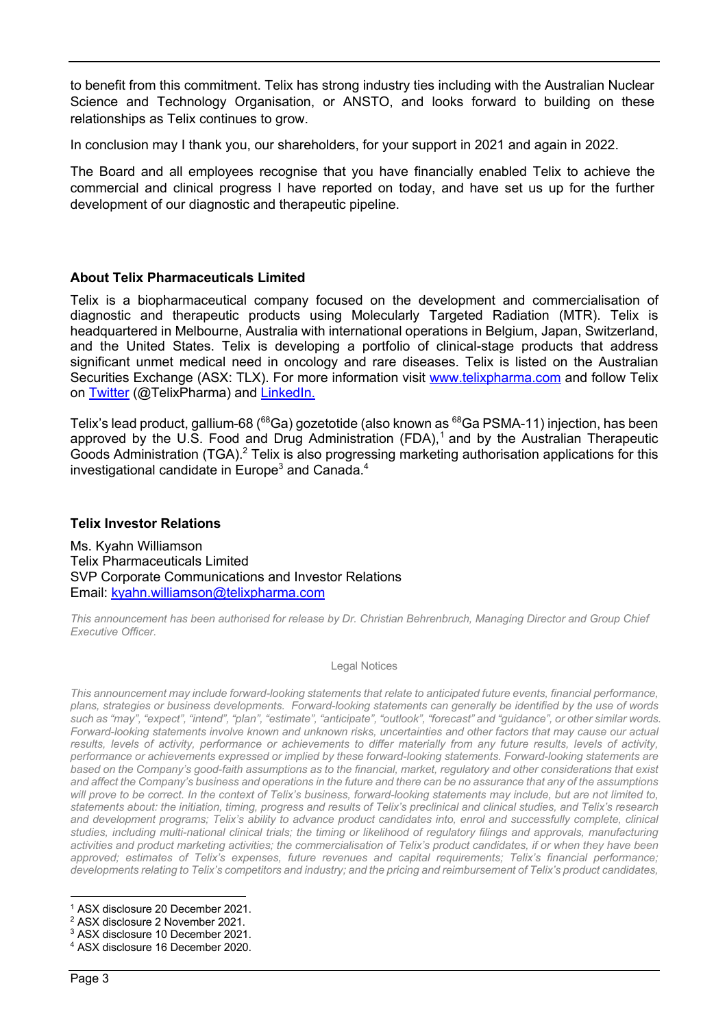to benefit from this commitment. Telix has strong industry ties including with the Australian Nuclear Science and Technology Organisation, or ANSTO, and looks forward to building on these relationships as Telix continues to grow.

In conclusion may I thank you, our shareholders, for your support in 2021 and again in 2022.

The Board and all employees recognise that you have financially enabled Telix to achieve the commercial and clinical progress I have reported on today, and have set us up for the further development of our diagnostic and therapeutic pipeline.

**About Telix Pharmaceuticals Limited**

Telix is a biopharmaceutical company focused on the development and commercialisation of diagnostic and therapeutic products using Molecularly Targeted Radiation (MTR). Telix is headquartered in Melbourne, Australia with international operations in Belgium, Japan, Switzerland, and the United States. Telix is developing a portfolio of clinical-stage products that address significant unmet medical need in oncology and rare diseases. Telix is listed on the Australian Securities Exchange (ASX: TLX). For more information visit www.telixpharma.com and follow Telix on Twitter (@TelixPharma) and LinkedIn.

Telix's lead product, gallium-68 ($^{68}$Ga) gozetotide (also known as $^{68}$Ga PSMA-11) injection, has been approved by the U.S. Food and Drug Administration (FDA),[1] and by the Australian Therapeutic Goods Administration (TGA).[2] Telix is also progressing marketing authorisation applications for this investigational candidate in Europe[3] and Canada.[4]

**Telix Investor Relations**

Ms. Kyahn Williamson
Telix Pharmaceuticals Limited
SVP Corporate Communications and Investor Relations
Email: kyahn.williamson@telixpharma.com

*This announcement has been authorised for release by Dr. Christian Behrenbruch, Managing Director and Group Chief Executive Officer.*

Legal Notices

*This announcement may include forward-looking statements that relate to anticipated future events, financial performance, plans, strategies or business developments. Forward-looking statements can generally be identified by the use of words such as "may", "expect", "intend", "plan", "estimate", "anticipate", "outlook", "forecast" and "guidance", or other similar words. Forward-looking statements involve known and unknown risks, uncertainties and other factors that may cause our actual results, levels of activity, performance or achievements to differ materially from any future results, levels of activity, performance or achievements expressed or implied by these forward-looking statements. Forward-looking statements are based on the Company's good-faith assumptions as to the financial, market, regulatory and other considerations that exist and affect the Company's business and operations in the future and there can be no assurance that any of the assumptions will prove to be correct. In the context of Telix's business, forward-looking statements may include, but are not limited to, statements about: the initiation, timing, progress and results of Telix's preclinical and clinical studies, and Telix's research and development programs; Telix's ability to advance product candidates into, enrol and successfully complete, clinical studies, including multi-national clinical trials; the timing or likelihood of regulatory filings and approvals, manufacturing activities and product marketing activities; the commercialisation of Telix's product candidates, if or when they have been approved; estimates of Telix's expenses, future revenues and capital requirements; Telix's financial performance; developments relating to Telix's competitors and industry; and the pricing and reimbursement of Telix's product candidates,*

[1] ASX disclosure 20 December 2021.
[2] ASX disclosure 2 November 2021.
[3] ASX disclosure 10 December 2021.
[4] ASX disclosure 16 December 2020.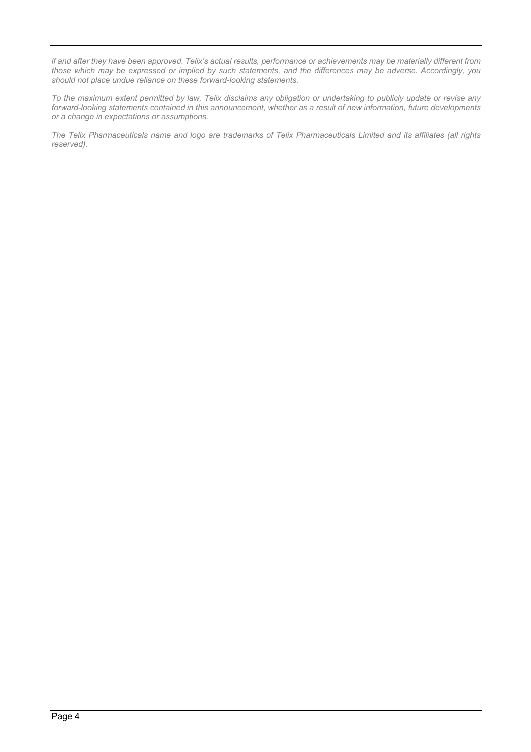*if and after they have been approved. Telix's actual results, performance or achievements may be materially different from those which may be expressed or implied by such statements, and the differences may be adverse. Accordingly, you should not place undue reliance on these forward-looking statements.*

*To the maximum extent permitted by law, Telix disclaims any obligation or undertaking to publicly update or revise any forward-looking statements contained in this announcement, whether as a result of new information, future developments or a change in expectations or assumptions.*

*The Telix Pharmaceuticals name and logo are trademarks of Telix Pharmaceuticals Limited and its affiliates (all rights reserved).*